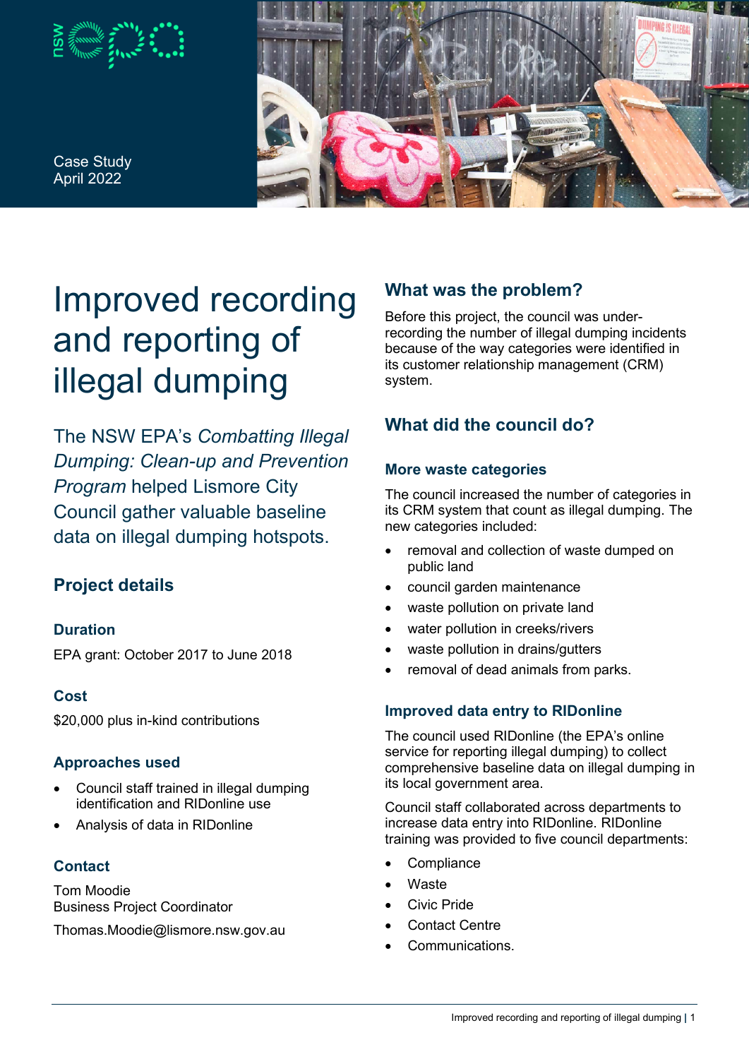Case Study
April 2022

# Improved recording and reporting of illegal dumping

The NSW EPA's *Combatting Illegal Dumping: Clean-up and Prevention Program* helped Lismore City Council gather valuable baseline data on illegal dumping hotspots.

## Project details

### Duration

EPA grant: October 2017 to June 2018

### Cost

$20,000 plus in-kind contributions

### Approaches used

- Council staff trained in illegal dumping identification and RIDonline use
- Analysis of data in RIDonline

### Contact

Tom Moodie
Business Project Coordinator

Thomas.Moodie@lismore.nsw.gov.au

## What was the problem?

Before this project, the council was under-recording the number of illegal dumping incidents because of the way categories were identified in its customer relationship management (CRM) system.

## What did the council do?

### More waste categories

The council increased the number of categories in its CRM system that count as illegal dumping. The new categories included:

- removal and collection of waste dumped on public land
- council garden maintenance
- waste pollution on private land
- water pollution in creeks/rivers
- waste pollution in drains/gutters
- removal of dead animals from parks.

### Improved data entry to RIDonline

The council used RIDonline (the EPA's online service for reporting illegal dumping) to collect comprehensive baseline data on illegal dumping in its local government area.

Council staff collaborated across departments to increase data entry into RIDonline. RIDonline training was provided to five council departments:

- Compliance
- Waste
- Civic Pride
- Contact Centre
- Communications.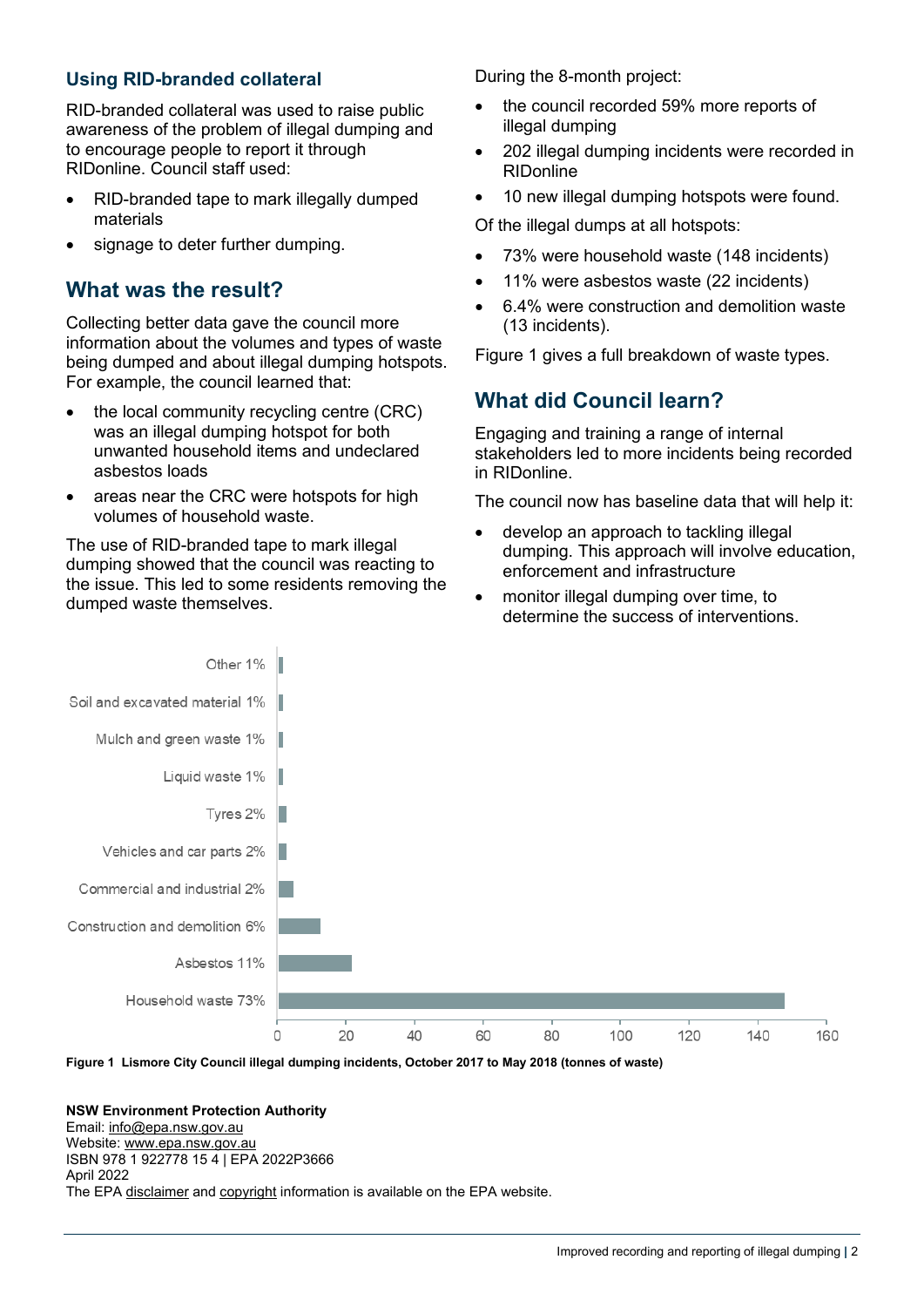### Using RID-branded collateral

RID-branded collateral was used to raise public awareness of the problem of illegal dumping and to encourage people to report it through RIDonline. Council staff used:

- RID-branded tape to mark illegally dumped materials
- signage to deter further dumping.

## What was the result?

Collecting better data gave the council more information about the volumes and types of waste being dumped and about illegal dumping hotspots. For example, the council learned that:

- the local community recycling centre (CRC) was an illegal dumping hotspot for both unwanted household items and undeclared asbestos loads
- areas near the CRC were hotspots for high volumes of household waste.

The use of RID-branded tape to mark illegal dumping showed that the council was reacting to the issue. This led to some residents removing the dumped waste themselves.

During the 8-month project:

- the council recorded 59% more reports of illegal dumping
- 202 illegal dumping incidents were recorded in RIDonline
- 10 new illegal dumping hotspots were found.

Of the illegal dumps at all hotspots:

- 73% were household waste (148 incidents)
- 11% were asbestos waste (22 incidents)
- 6.4% were construction and demolition waste (13 incidents).

Figure 1 gives a full breakdown of waste types.

## What did Council learn?

Engaging and training a range of internal stakeholders led to more incidents being recorded in RIDonline.

The council now has baseline data that will help it:

- develop an approach to tackling illegal dumping. This approach will involve education, enforcement and infrastructure
- monitor illegal dumping over time, to determine the success of interventions.

Other 1%
Soil and excavated material 1%
Mulch and green waste 1%
Liquid waste 1%
Tyres 2%
Vehicles and car parts 2%
Commercial and industrial 2%
Construction and demolition 6%
Asbestos 11%
Household waste 73%

0 20 40 60 80 100 120 140 160

**Figure 1 Lismore City Council illegal dumping incidents, October 2017 to May 2018 (tonnes of waste)**

**NSW Environment Protection Authority**
Email: info@epa.nsw.gov.au
Website: www.epa.nsw.gov.au
ISBN 978 1 922778 15 4 | EPA 2022P3666
April 2022
The EPA disclaimer and copyright information is available on the EPA website.